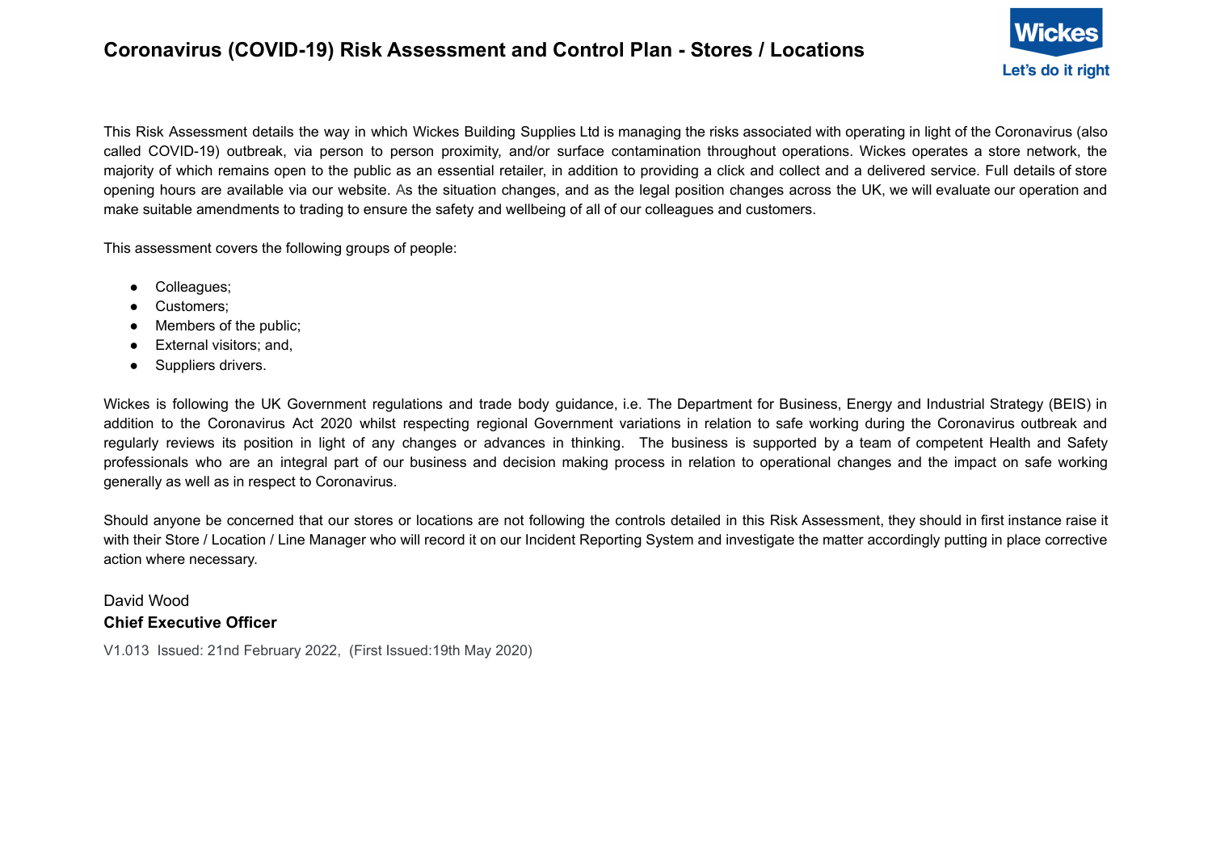# Coronavirus (COVID-19) Risk Assessment and Control Plan - Stores / Locations

This Risk Assessment details the way in which Wickes Building Supplies Ltd is managing the risks associated with operating in light of the Coronavirus (also called COVID-19) outbreak, via person to person proximity, and/or surface contamination throughout operations. Wickes operates a store network, the majority of which remains open to the public as an essential retailer, in addition to providing a click and collect and a delivered service. Full details of store opening hours are available via our website. As the situation changes, and as the legal position changes across the UK, we will evaluate our operation and make suitable amendments to trading to ensure the safety and wellbeing of all of our colleagues and customers.

This assessment covers the following groups of people:

- Colleagues;
- Customers;
- Members of the public;
- External visitors; and,
- Suppliers drivers.

Wickes is following the UK Government regulations and trade body guidance, i.e. The Department for Business, Energy and Industrial Strategy (BEIS) in addition to the Coronavirus Act 2020 whilst respecting regional Government variations in relation to safe working during the Coronavirus outbreak and regularly reviews its position in light of any changes or advances in thinking. The business is supported by a team of competent Health and Safety professionals who are an integral part of our business and decision making process in relation to operational changes and the impact on safe working generally as well as in respect to Coronavirus.

Should anyone be concerned that our stores or locations are not following the controls detailed in this Risk Assessment, they should in first instance raise it with their Store / Location / Line Manager who will record it on our Incident Reporting System and investigate the matter accordingly putting in place corrective action where necessary.

David Wood
**Chief Executive Officer**

V1.013 Issued: 21nd February 2022, (First Issued:19th May 2020)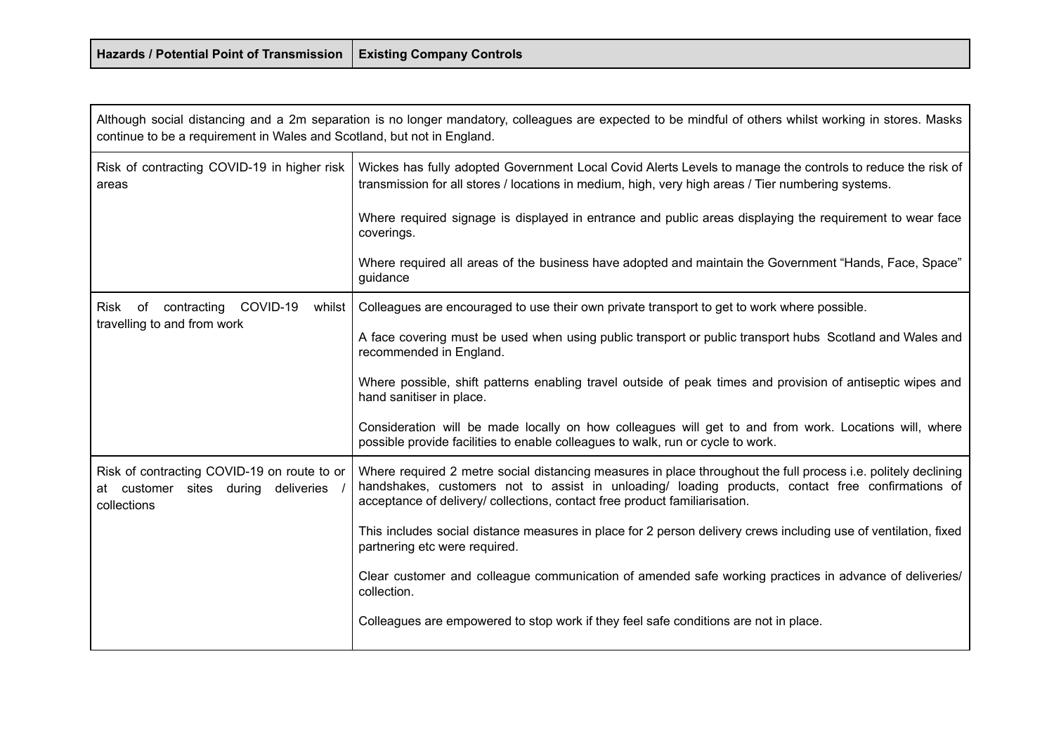| Hazards / Potential Point of Transmission | Existing Company Controls |
|---|---|
| Although social distancing and a 2m separation is no longer mandatory, colleagues are expected to be mindful of others whilst working in stores. Masks continue to be a requirement in Wales and Scotland, but not in England. | |
| Risk of contracting COVID-19 in higher risk areas | Wickes has fully adopted Government Local Covid Alerts Levels to manage the controls to reduce the risk of transmission for all stores / locations in medium, high, very high areas / Tier numbering systems.<br><br>Where required signage is displayed in entrance and public areas displaying the requirement to wear face coverings.<br><br>Where required all areas of the business have adopted and maintain the Government "Hands, Face, Space" guidance |
| Risk of contracting COVID-19 whilst travelling to and from work | Colleagues are encouraged to use their own private transport to get to work where possible.<br><br>A face covering must be used when using public transport or public transport hubs Scotland and Wales and recommended in England.<br><br>Where possible, shift patterns enabling travel outside of peak times and provision of antiseptic wipes and hand sanitiser in place.<br><br>Consideration will be made locally on how colleagues will get to and from work. Locations will, where possible provide facilities to enable colleagues to walk, run or cycle to work. |
| Risk of contracting COVID-19 on route to or at customer sites during deliveries / collections | Where required 2 metre social distancing measures in place throughout the full process i.e. politely declining handshakes, customers not to assist in unloading/ loading products, contact free confirmations of acceptance of delivery/ collections, contact free product familiarisation.<br><br>This includes social distance measures in place for 2 person delivery crews including use of ventilation, fixed partnering etc were required.<br><br>Clear customer and colleague communication of amended safe working practices in advance of deliveries/ collection.<br><br>Colleagues are empowered to stop work if they feel safe conditions are not in place. |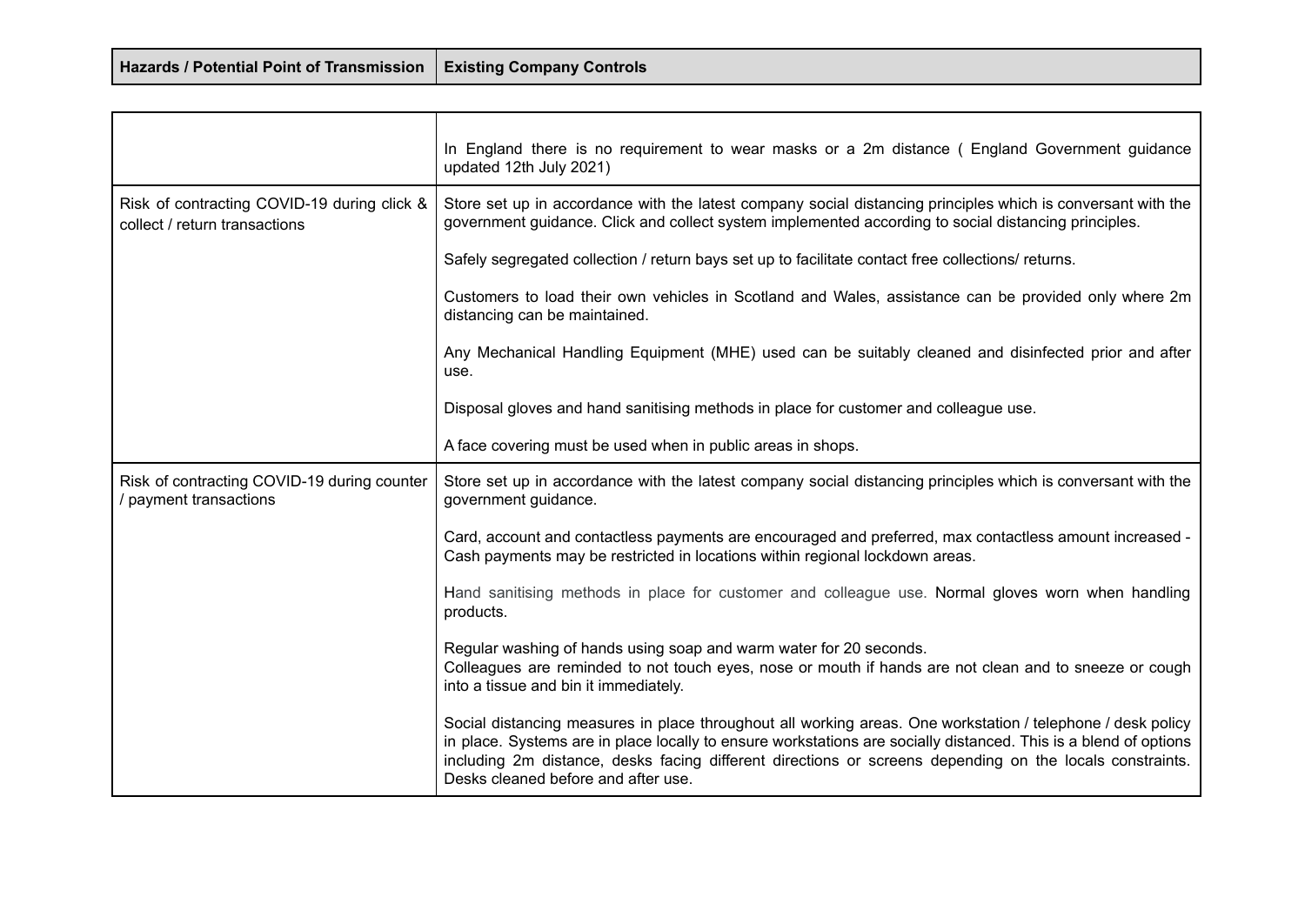| Hazards / Potential Point of Transmission | Existing Company Controls |
| --- | --- |
| | In England there is no requirement to wear masks or a 2m distance ( England Government guidance updated 12th July 2021) |
| Risk of contracting COVID-19 during click & collect / return transactions | Store set up in accordance with the latest company social distancing principles which is conversant with the government guidance. Click and collect system implemented according to social distancing principles.<br><br>Safely segregated collection / return bays set up to facilitate contact free collections/ returns.<br><br>Customers to load their own vehicles in Scotland and Wales, assistance can be provided only where 2m distancing can be maintained.<br><br>Any Mechanical Handling Equipment (MHE) used can be suitably cleaned and disinfected prior and after use.<br><br>Disposal gloves and hand sanitising methods in place for customer and colleague use.<br><br>A face covering must be used when in public areas in shops. |
| Risk of contracting COVID-19 during counter / payment transactions | Store set up in accordance with the latest company social distancing principles which is conversant with the government guidance.<br><br>Card, account and contactless payments are encouraged and preferred, max contactless amount increased - Cash payments may be restricted in locations within regional lockdown areas.<br><br>Hand sanitising methods in place for customer and colleague use. Normal gloves worn when handling products.<br><br>Regular washing of hands using soap and warm water for 20 seconds.<br>Colleagues are reminded to not touch eyes, nose or mouth if hands are not clean and to sneeze or cough into a tissue and bin it immediately.<br><br>Social distancing measures in place throughout all working areas. One workstation / telephone / desk policy in place. Systems are in place locally to ensure workstations are socially distanced. This is a blend of options including 2m distance, desks facing different directions or screens depending on the locals constraints. Desks cleaned before and after use. |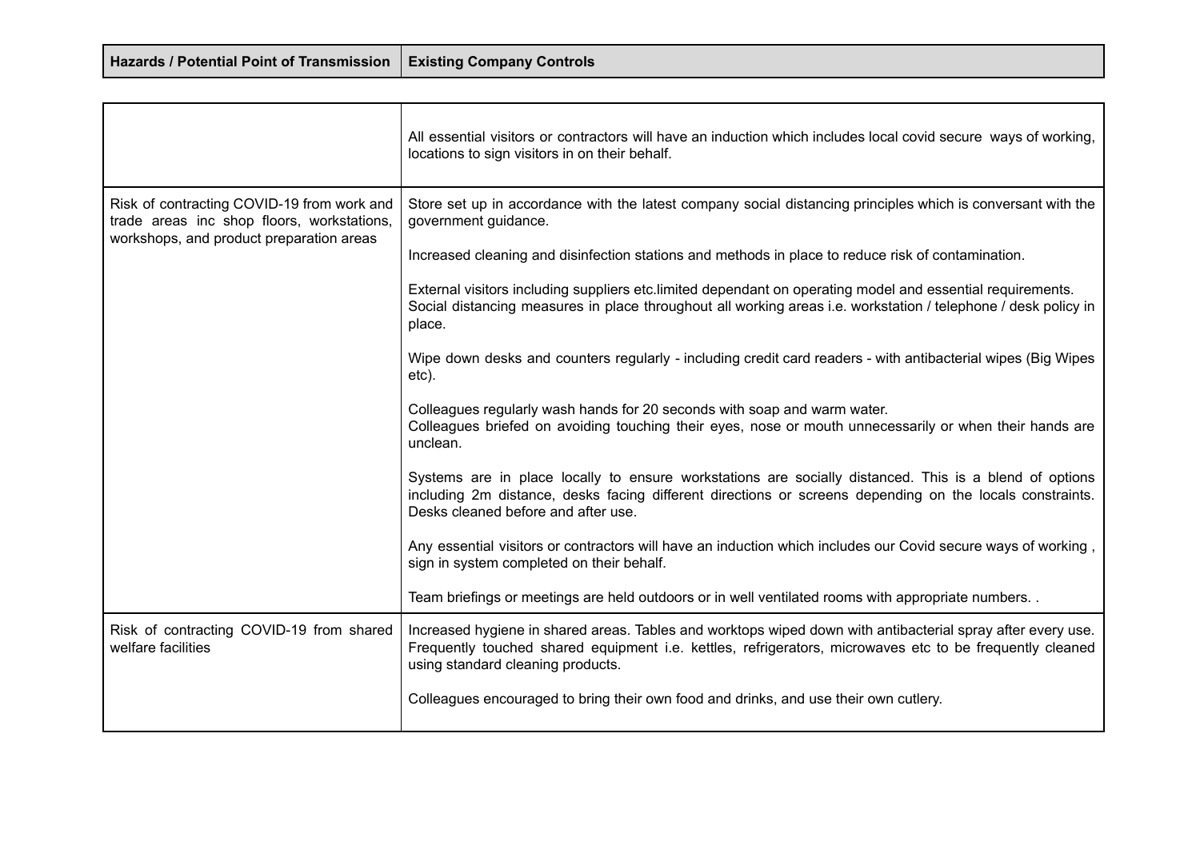| Hazards / Potential Point of Transmission | Existing Company Controls |
|---|---|
| | All essential visitors or contractors will have an induction which includes local covid secure ways of working, locations to sign visitors in on their behalf. |
| Risk of contracting COVID-19 from work and trade areas inc shop floors, workstations, workshops, and product preparation areas | Store set up in accordance with the latest company social distancing principles which is conversant with the government guidance.<br><br>Increased cleaning and disinfection stations and methods in place to reduce risk of contamination.<br><br>External visitors including suppliers etc.limited dependant on operating model and essential requirements. Social distancing measures in place throughout all working areas i.e. workstation / telephone / desk policy in place.<br><br>Wipe down desks and counters regularly - including credit card readers - with antibacterial wipes (Big Wipes etc).<br><br>Colleagues regularly wash hands for 20 seconds with soap and warm water.<br>Colleagues briefed on avoiding touching their eyes, nose or mouth unnecessarily or when their hands are unclean.<br><br>Systems are in place locally to ensure workstations are socially distanced. This is a blend of options including 2m distance, desks facing different directions or screens depending on the locals constraints. Desks cleaned before and after use.<br><br>Any essential visitors or contractors will have an induction which includes our Covid secure ways of working , sign in system completed on their behalf.<br><br>Team briefings or meetings are held outdoors or in well ventilated rooms with appropriate numbers. . |
| Risk of contracting COVID-19 from shared welfare facilities | Increased hygiene in shared areas. Tables and worktops wiped down with antibacterial spray after every use. Frequently touched shared equipment i.e. kettles, refrigerators, microwaves etc to be frequently cleaned using standard cleaning products.<br><br>Colleagues encouraged to bring their own food and drinks, and use their own cutlery. |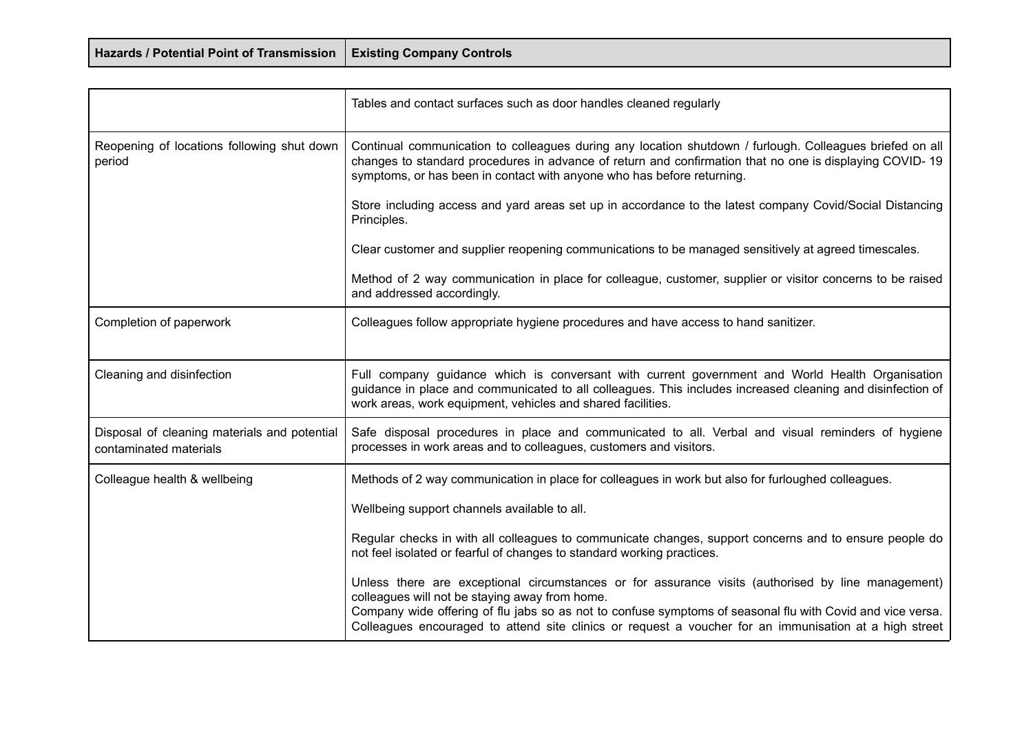| Hazards / Potential Point of Transmission | Existing Company Controls |
|---|---|
| | Tables and contact surfaces such as door handles cleaned regularly |
| Reopening of locations following shut down period | Continual communication to colleagues during any location shutdown / furlough. Colleagues briefed on all changes to standard procedures in advance of return and confirmation that no one is displaying COVID- 19 symptoms, or has been in contact with anyone who has before returning.<br><br>Store including access and yard areas set up in accordance to the latest company Covid/Social Distancing Principles.<br><br>Clear customer and supplier reopening communications to be managed sensitively at agreed timescales.<br><br>Method of 2 way communication in place for colleague, customer, supplier or visitor concerns to be raised and addressed accordingly. |
| Completion of paperwork | Colleagues follow appropriate hygiene procedures and have access to hand sanitizer. |
| Cleaning and disinfection | Full company guidance which is conversant with current government and World Health Organisation guidance in place and communicated to all colleagues. This includes increased cleaning and disinfection of work areas, work equipment, vehicles and shared facilities. |
| Disposal of cleaning materials and potential contaminated materials | Safe disposal procedures in place and communicated to all. Verbal and visual reminders of hygiene processes in work areas and to colleagues, customers and visitors. |
| Colleague health & wellbeing | Methods of 2 way communication in place for colleagues in work but also for furloughed colleagues.<br><br>Wellbeing support channels available to all.<br><br>Regular checks in with all colleagues to communicate changes, support concerns and to ensure people do not feel isolated or fearful of changes to standard working practices.<br><br>Unless there are exceptional circumstances or for assurance visits (authorised by line management) colleagues will not be staying away from home.<br>Company wide offering of flu jabs so as not to confuse symptoms of seasonal flu with Covid and vice versa. Colleagues encouraged to attend site clinics or request a voucher for an immunisation at a high street |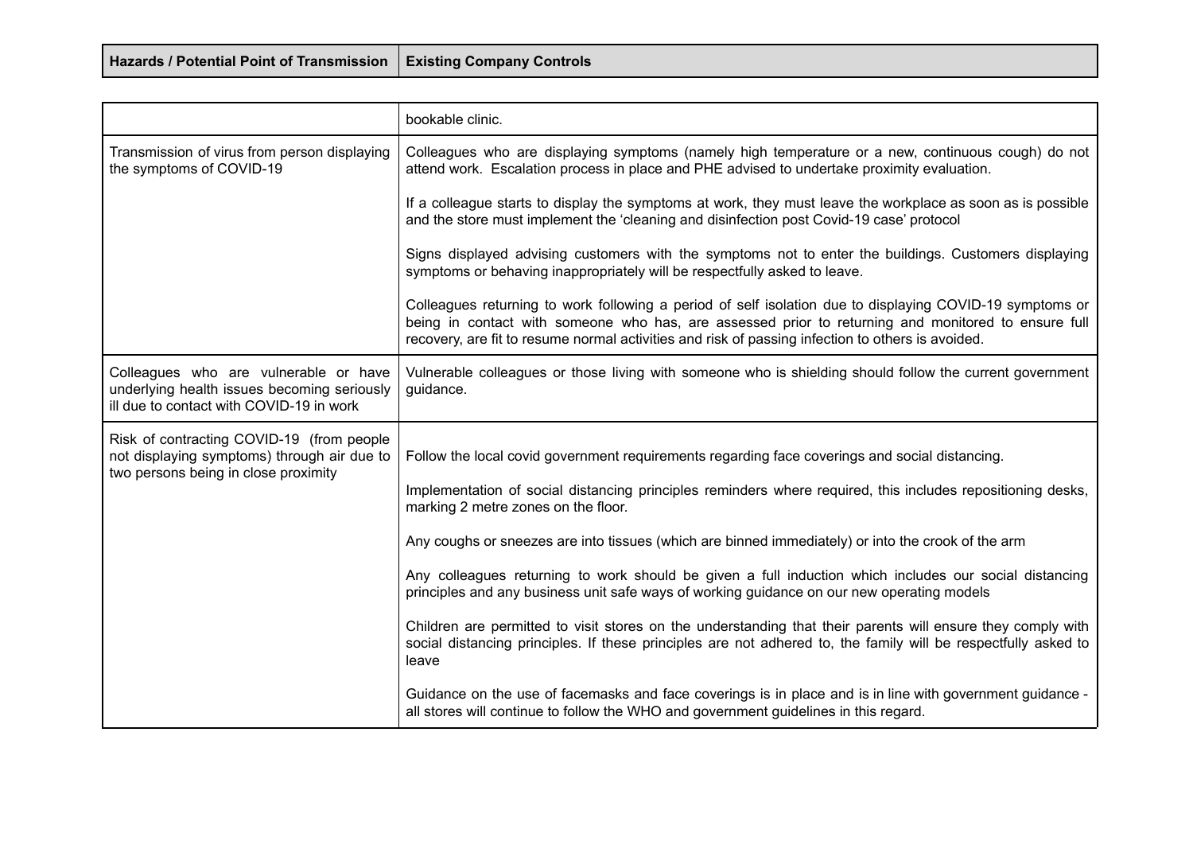| Hazards / Potential Point of Transmission | Existing Company Controls |
|---|---|
| | bookable clinic. |
| Transmission of virus from person displaying the symptoms of COVID-19 | Colleagues who are displaying symptoms (namely high temperature or a new, continuous cough) do not attend work. Escalation process in place and PHE advised to undertake proximity evaluation.<br><br>If a colleague starts to display the symptoms at work, they must leave the workplace as soon as is possible and the store must implement the 'cleaning and disinfection post Covid-19 case' protocol<br><br>Signs displayed advising customers with the symptoms not to enter the buildings. Customers displaying symptoms or behaving inappropriately will be respectfully asked to leave.<br><br>Colleagues returning to work following a period of self isolation due to displaying COVID-19 symptoms or being in contact with someone who has, are assessed prior to returning and monitored to ensure full recovery, are fit to resume normal activities and risk of passing infection to others is avoided. |
| Colleagues who are vulnerable or have underlying health issues becoming seriously ill due to contact with COVID-19 in work | Vulnerable colleagues or those living with someone who is shielding should follow the current government guidance. |
| Risk of contracting COVID-19 (from people not displaying symptoms) through air due to two persons being in close proximity | Follow the local covid government requirements regarding face coverings and social distancing.<br><br>Implementation of social distancing principles reminders where required, this includes repositioning desks, marking 2 metre zones on the floor.<br><br>Any coughs or sneezes are into tissues (which are binned immediately) or into the crook of the arm<br><br>Any colleagues returning to work should be given a full induction which includes our social distancing principles and any business unit safe ways of working guidance on our new operating models<br><br>Children are permitted to visit stores on the understanding that their parents will ensure they comply with social distancing principles. If these principles are not adhered to, the family will be respectfully asked to leave<br><br>Guidance on the use of facemasks and face coverings is in place and is in line with government guidance - all stores will continue to follow the WHO and government guidelines in this regard. |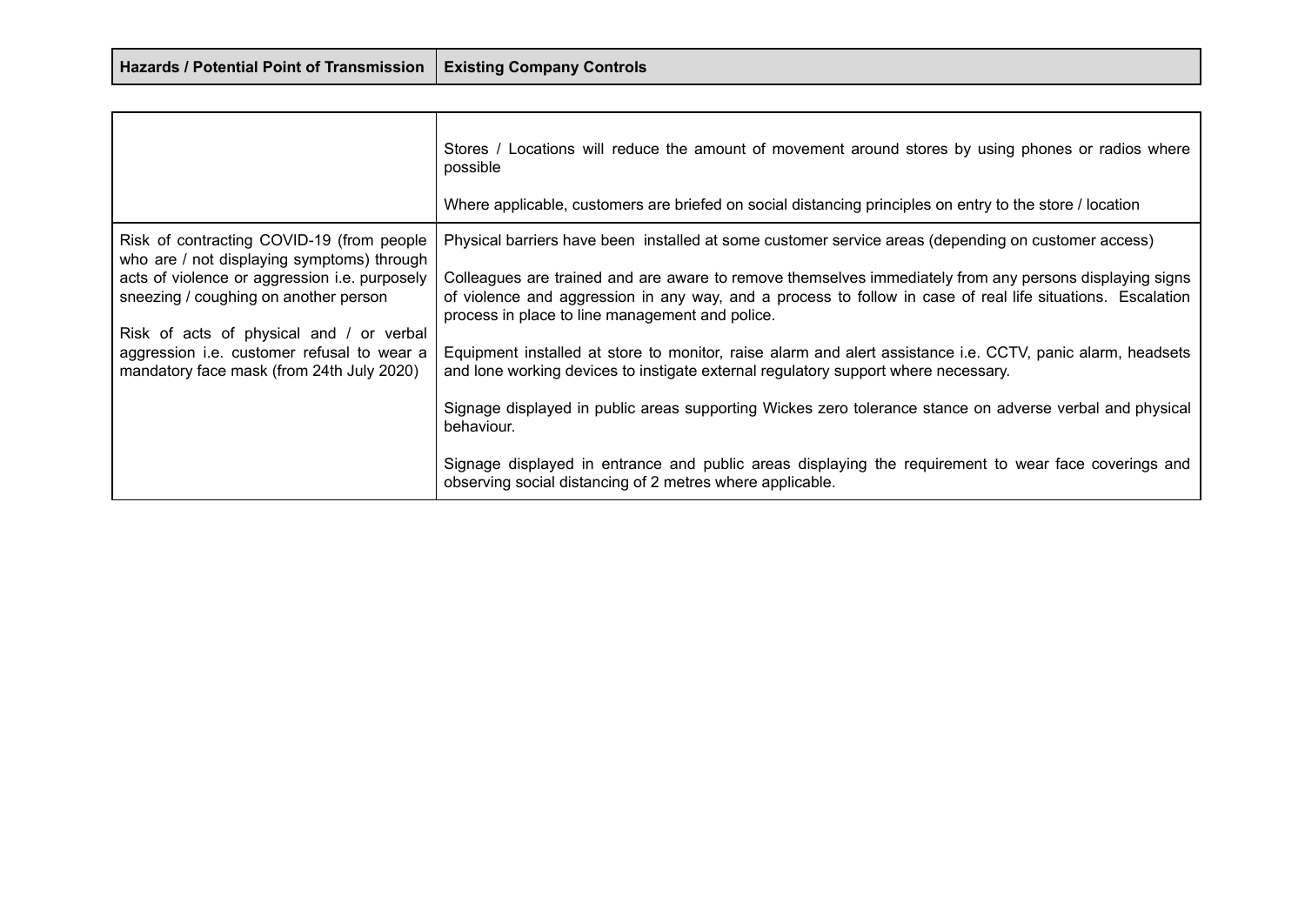| Hazards / Potential Point of Transmission | Existing Company Controls |
|---|---|
| | Stores / Locations will reduce the amount of movement around stores by using phones or radios where possible<br><br>Where applicable, customers are briefed on social distancing principles on entry to the store / location |
| Risk of contracting COVID-19 (from people who are / not displaying symptoms) through acts of violence or aggression i.e. purposely sneezing / coughing on another person<br><br>Risk of acts of physical and / or verbal aggression i.e. customer refusal to wear a mandatory face mask (from 24th July 2020) | Physical barriers have been installed at some customer service areas (depending on customer access)<br><br>Colleagues are trained and are aware to remove themselves immediately from any persons displaying signs of violence and aggression in any way, and a process to follow in case of real life situations. Escalation process in place to line management and police.<br><br>Equipment installed at store to monitor, raise alarm and alert assistance i.e. CCTV, panic alarm, headsets and lone working devices to instigate external regulatory support where necessary.<br><br>Signage displayed in public areas supporting Wickes zero tolerance stance on adverse verbal and physical behaviour.<br><br>Signage displayed in entrance and public areas displaying the requirement to wear face coverings and observing social distancing of 2 metres where applicable. |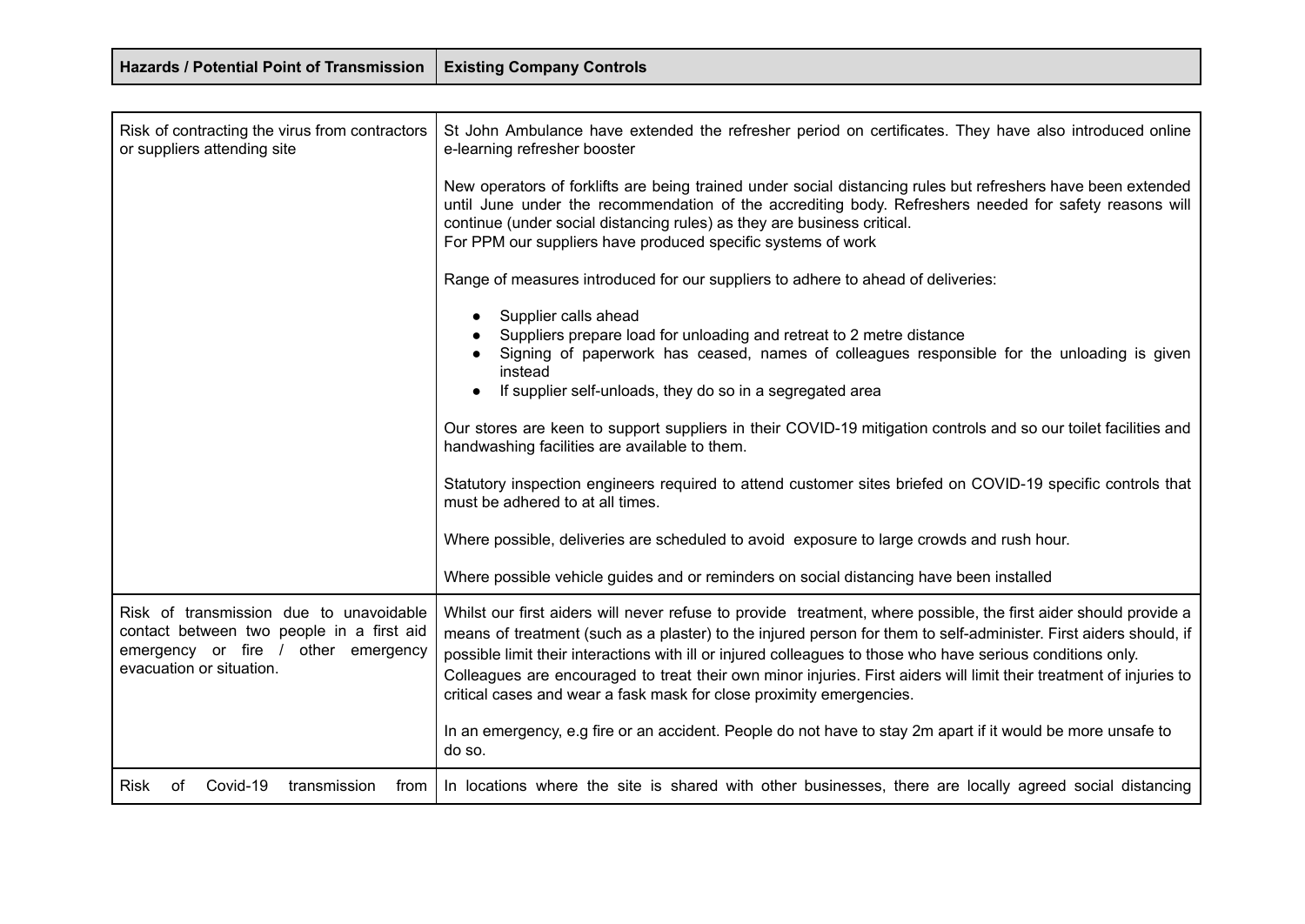| Hazards / Potential Point of Transmission | Existing Company Controls |
|---|---|
| Risk of contracting the virus from contractors or suppliers attending site | St John Ambulance have extended the refresher period on certificates. They have also introduced online e-learning refresher booster<br><br>New operators of forklifts are being trained under social distancing rules but refreshers have been extended until June under the recommendation of the accrediting body. Refreshers needed for safety reasons will continue (under social distancing rules) as they are business critical.<br>For PPM our suppliers have produced specific systems of work<br><br>Range of measures introduced for our suppliers to adhere to ahead of deliveries:<br><br>• Supplier calls ahead<br>• Suppliers prepare load for unloading and retreat to 2 metre distance<br>• Signing of paperwork has ceased, names of colleagues responsible for the unloading is given instead<br>• If supplier self-unloads, they do so in a segregated area<br><br>Our stores are keen to support suppliers in their COVID-19 mitigation controls and so our toilet facilities and handwashing facilities are available to them.<br><br>Statutory inspection engineers required to attend customer sites briefed on COVID-19 specific controls that must be adhered to at all times.<br><br>Where possible, deliveries are scheduled to avoid exposure to large crowds and rush hour.<br><br>Where possible vehicle guides and or reminders on social distancing have been installed |
| Risk of transmission due to unavoidable contact between two people in a first aid emergency or fire / other emergency evacuation or situation. | Whilst our first aiders will never refuse to provide treatment, where possible, the first aider should provide a means of treatment (such as a plaster) to the injured person for them to self-administer. First aiders should, if possible limit their interactions with ill or injured colleagues to those who have serious conditions only.<br>Colleagues are encouraged to treat their own minor injuries. First aiders will limit their treatment of injuries to critical cases and wear a fask mask for close proximity emergencies.<br><br>In an emergency, e.g fire or an accident. People do not have to stay 2m apart if it would be more unsafe to do so. |
| Risk of Covid-19 transmission from | In locations where the site is shared with other businesses, there are locally agreed social distancing |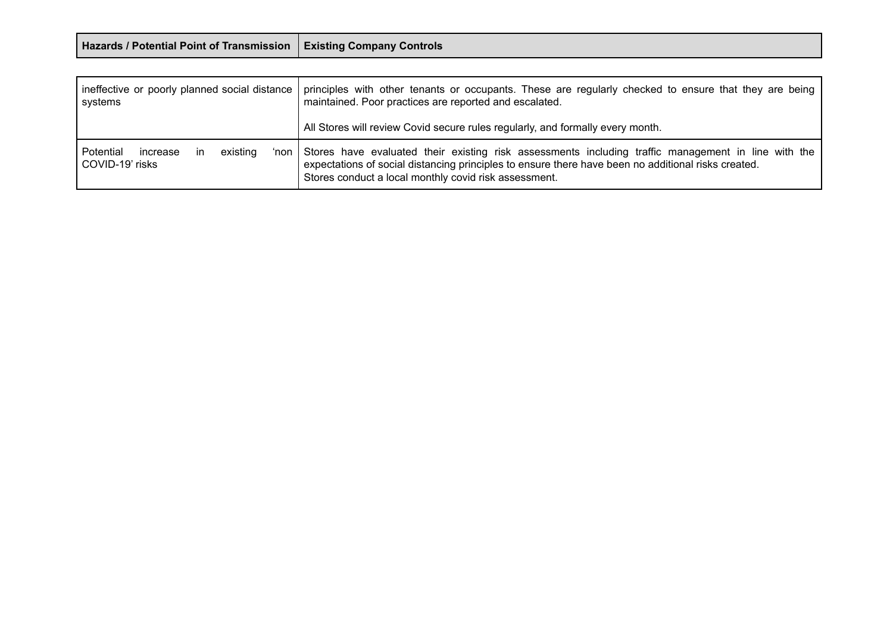| Hazards / Potential Point of Transmission | Existing Company Controls |
|---|---|
| ineffective or poorly planned social distance systems | principles with other tenants or occupants. These are regularly checked to ensure that they are being maintained. Poor practices are reported and escalated.<br><br>All Stores will review Covid secure rules regularly, and formally every month. |
| Potential increase in existing 'non COVID-19' risks | Stores have evaluated their existing risk assessments including traffic management in line with the expectations of social distancing principles to ensure there have been no additional risks created.<br>Stores conduct a local monthly covid risk assessment. |